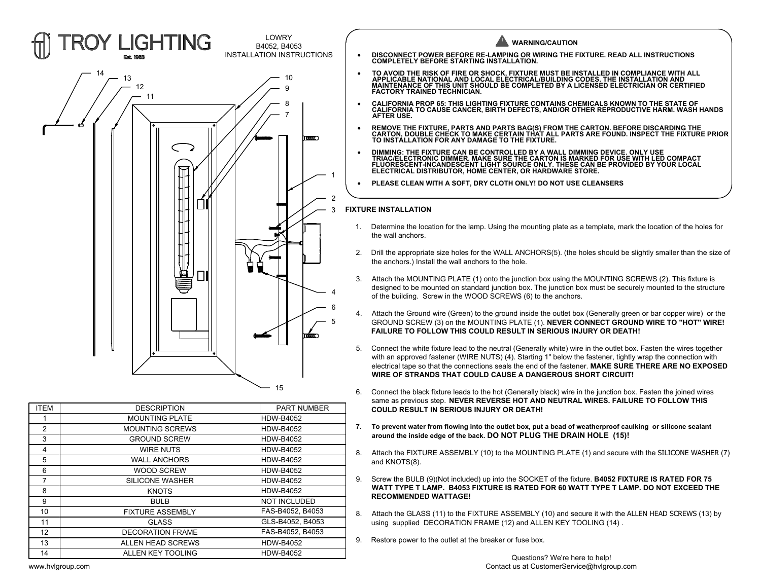# TROY LIGHTING

Est. 1963

LOWRY
B4052, B4053
INSTALLATION INSTRUCTIONS

| ITEM | DESCRIPTION | PART NUMBER |
|---|---|---|
| 1 | MOUNTING PLATE | HDW-B4052 |
| 2 | MOUNTING SCREWS | HDW-B4052 |
| 3 | GROUND SCREW | HDW-B4052 |
| 4 | WIRE NUTS | HDW-B4052 |
| 5 | WALL ANCHORS | HDW-B4052 |
| 6 | WOOD SCREW | HDW-B4052 |
| 7 | SILICONE WASHER | HDW-B4052 |
| 8 | KNOTS | HDW-B4052 |
| 9 | BULB | NOT INCLUDED |
| 10 | FIXTURE ASSEMBLY | FAS-B4052, B4053 |
| 11 | GLASS | GLS-B4052, B4053 |
| 12 | DECORATION FRAME | FAS-B4052, B4053 |
| 13 | ALLEN HEAD SCREWS | HDW-B4052 |
| 14 | ALLEN KEY TOOLING | HDW-B4052 |

www.hvlgroup.com

## WARNING/CAUTION

- **DISCONNECT POWER BEFORE RE-LAMPING OR WIRING THE FIXTURE. READ ALL INSTRUCTIONS COMPLETELY BEFORE STARTING INSTALLATION.**
- **TO AVOID THE RISK OF FIRE OR SHOCK, FIXTURE MUST BE INSTALLED IN COMPLIANCE WITH ALL APPLICABLE NATIONAL AND LOCAL ELECTRICAL/BUILDING CODES. THE INSTALLATION AND MAINTENANCE OF THIS UNIT SHOULD BE COMPLETED BY A LICENSED ELECTRICIAN OR CERTIFIED FACTORY TRAINED TECHNICIAN.**
- **CALIFORNIA PROP 65: THIS LIGHTING FIXTURE CONTAINS CHEMICALS KNOWN TO THE STATE OF CALIFORNIA TO CAUSE CANCER, BIRTH DEFECTS, AND/OR OTHER REPRODUCTIVE HARM. WASH HANDS AFTER USE.**
- **REMOVE THE FIXTURE, PARTS AND PARTS BAG(S) FROM THE CARTON. BEFORE DISCARDING THE CARTON, DOUBLE CHECK TO MAKE CERTAIN THAT ALL PARTS ARE FOUND. INSPECT THE FIXTURE PRIOR TO INSTALLATION FOR ANY DAMAGE TO THE FIXTURE.**
- **DIMMING: THE FIXTURE CAN BE CONTROLLED BY A WALL DIMMING DEVICE. ONLY USE TRIAC/ELECTRONIC DIMMER. MAKE SURE THE CARTON IS MARKED FOR USE WITH LED COMPACT FLUORESCENT-INCANDESCENT LIGHT SOURCE ONLY. THESE CAN BE PROVIDED BY YOUR LOCAL ELECTRICAL DISTRIBUTOR, HOME CENTER, OR HARDWARE STORE.**
- **PLEASE CLEAN WITH A SOFT, DRY CLOTH ONLY! DO NOT USE CLEANSERS**

## FIXTURE INSTALLATION

1. Determine the location for the lamp. Using the mounting plate as a template, mark the location of the holes for the wall anchors.
2. Drill the appropriate size holes for the WALL ANCHORS(5). (the holes should be slightly smaller than the size of the anchors.) Install the wall anchors to the hole.
3. Attach the MOUNTING PLATE (1) onto the junction box using the MOUNTING SCREWS (2). This fixture is designed to be mounted on standard junction box. The junction box must be securely mounted to the structure of the building. Screw in the WOOD SCREWS (6) to the anchors.
4. Attach the Ground wire (Green) to the ground inside the outlet box (Generally green or bar copper wire) or the GROUND SCREW (3) on the MOUNTING PLATE (1). **NEVER CONNECT GROUND WIRE TO "HOT" WIRE! FAILURE TO FOLLOW THIS COULD RESULT IN SERIOUS INJURY OR DEATH!**
5. Connect the white fixture lead to the neutral (Generally white) wire in the outlet box. Fasten the wires together with an approved fastener (WIRE NUTS) (4). Starting 1" below the fastener, tightly wrap the connection with electrical tape so that the connections seals the end of the fastener. **MAKE SURE THERE ARE NO EXPOSED WIRE OF STRANDS THAT COULD CAUSE A DANGEROUS SHORT CIRCUIT!**
6. Connect the black fixture leads to the hot (Generally black) wire in the junction box. Fasten the joined wires same as previous step. **NEVER REVERSE HOT AND NEUTRAL WIRES. FAILURE TO FOLLOW THIS COULD RESULT IN SERIOUS INJURY OR DEATH!**
7. **To prevent water from flowing into the outlet box, put a bead of weatherproof caulking or silicone sealant around the inside edge of the back. DO NOT PLUG THE DRAIN HOLE (15)!**
8. Attach the FIXTURE ASSEMBLY (10) to the MOUNTING PLATE (1) and secure with the SILICONE WASHER (7) and KNOTS(8).
9. Screw the BULB (9)(Not included) up into the SOCKET of the fixture. **B4052 FIXTURE IS RATED FOR 75 WATT TYPE T LAMP. B4053 FIXTURE IS RATED FOR 60 WATT TYPE T LAMP. DO NOT EXCEED THE RECOMMENDED WATTAGE!**

8. Attach the GLASS (11) to the FIXTURE ASSEMBLY (10) and secure it with the ALLEN HEAD SCREWS (13) by using supplied DECORATION FRAME (12) and ALLEN KEY TOOLING (14) .

9. Restore power to the outlet at the breaker or fuse box.

Questions? We're here to help!
Contact us at CustomerService@hvlgroup.com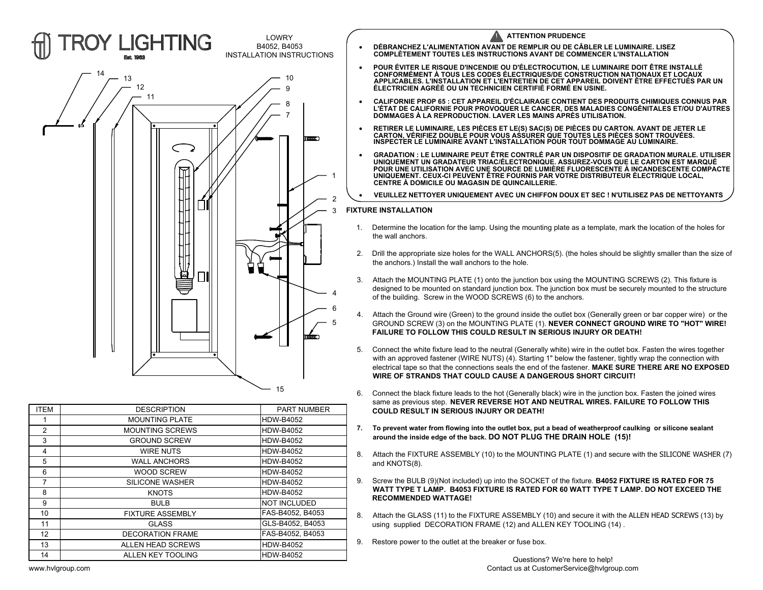# TROY LIGHTING

Est. 1963

LOWRY
B4052, B4053
INSTALLATION INSTRUCTIONS

14 13 12 11 10 9 8 7 1 2 3 4 6 5 15

| ITEM | DESCRIPTION | PART NUMBER |
|---|---|---|
| 1 | MOUNTING PLATE | HDW-B4052 |
| 2 | MOUNTING SCREWS | HDW-B4052 |
| 3 | GROUND SCREW | HDW-B4052 |
| 4 | WIRE NUTS | HDW-B4052 |
| 5 | WALL ANCHORS | HDW-B4052 |
| 6 | WOOD SCREW | HDW-B4052 |
| 7 | SILICONE WASHER | HDW-B4052 |
| 8 | KNOTS | HDW-B4052 |
| 9 | BULB | NOT INCLUDED |
| 10 | FIXTURE ASSEMBLY | FAS-B4052, B4053 |
| 11 | GLASS | GLS-B4052, B4053 |
| 12 | DECORATION FRAME | FAS-B4052, B4053 |
| 13 | ALLEN HEAD SCREWS | HDW-B4052 |
| 14 | ALLEN KEY TOOLING | HDW-B4052 |

www.hvlgroup.com

**ATTENTION PRUDENCE**

- **DÉBRANCHEZ L'ALIMENTATION AVANT DE REMPLIR OU DE CÂBLER LE LUMINAIRE. LISEZ COMPLÈTEMENT TOUTES LES INSTRUCTIONS AVANT DE COMMENCER L'INSTALLATION**
- **POUR ÉVITER LE RISQUE D'INCENDIE OU D'ÉLECTROCUTION, LE LUMINAIRE DOIT ÊTRE INSTALLÉ CONFORMÉMENT À TOUS LES CODES ÉLECTRIQUES/DE CONSTRUCTION NATIONAUX ET LOCAUX APPLICABLES. L'INSTALLATION ET L'ENTRETIEN DE CET APPAREIL DOIVENT ÊTRE EFFECTUÉS PAR UN ÉLECTRICIEN AGRÉÉ OU UN TECHNICIEN CERTIFIÉ FORMÉ EN USINE.**
- **CALIFORNIE PROP 65 : CET APPAREIL D'ÉCLAIRAGE CONTIENT DES PRODUITS CHIMIQUES CONNUS PAR L'ÉTAT DE CALIFORNIE POUR PROVOQUER LE CANCER, DES MALADIES CONGÉNITALES ET/OU D'AUTRES DOMMAGES À LA REPRODUCTION. LAVER LES MAINS APRÈS UTILISATION.**
- **RETIRER LE LUMINAIRE, LES PIÈCES ET LE(S) SAC(S) DE PIÈCES DU CARTON. AVANT DE JETER LE CARTON, VÉRIFIEZ DOUBLE POUR VOUS ASSURER QUE TOUTES LES PIÈCES SONT TROUVÉES. INSPECTER LE LUMINAIRE AVANT L'INSTALLATION POUR TOUT DOMMAGE AU LUMINAIRE.**
- **GRADATION : LE LUMINAIRE PEUT ÊTRE CONTRLÉ PAR UN DISPOSITIF DE GRADATION MURALE. UTILISER UNIQUEMENT UN GRADATEUR TRIAC/ÉLECTRONIQUE. ASSUREZ-VOUS QUE LE CARTON EST MARQUÉ POUR UNE UTILISATION AVEC UNE SOURCE DE LUMIÈRE FLUORESCENTE À INCANDESCENTE COMPACTE UNIQUEMENT. CEUX-CI PEUVENT ÊTRE FOURNIS PAR VOTRE DISTRIBUTEUR ÉLECTRIQUE LOCAL, CENTRE À DOMICILE OU MAGASIN DE QUINCAILLERIE.**
- **VEUILLEZ NETTOYER UNIQUEMENT AVEC UN CHIFFON DOUX ET SEC ! N'UTILISEZ PAS DE NETTOYANTS**

## FIXTURE INSTALLATION

1. Determine the location for the lamp. Using the mounting plate as a template, mark the location of the holes for the wall anchors.
2. Drill the appropriate size holes for the WALL ANCHORS(5). (the holes should be slightly smaller than the size of the anchors.) Install the wall anchors to the hole.
3. Attach the MOUNTING PLATE (1) onto the junction box using the MOUNTING SCREWS (2). This fixture is designed to be mounted on standard junction box. The junction box must be securely mounted to the structure of the building. Screw in the WOOD SCREWS (6) to the anchors.
4. Attach the Ground wire (Green) to the ground inside the outlet box (Generally green or bar copper wire) or the GROUND SCREW (3) on the MOUNTING PLATE (1). **NEVER CONNECT GROUND WIRE TO "HOT" WIRE! FAILURE TO FOLLOW THIS COULD RESULT IN SERIOUS INJURY OR DEATH!**
5. Connect the white fixture lead to the neutral (Generally white) wire in the outlet box. Fasten the wires together with an approved fastener (WIRE NUTS) (4). Starting 1" below the fastener, tightly wrap the connection with electrical tape so that the connections seals the end of the fastener. **MAKE SURE THERE ARE NO EXPOSED WIRE OF STRANDS THAT COULD CAUSE A DANGEROUS SHORT CIRCUIT!**
6. Connect the black fixture leads to the hot (Generally black) wire in the junction box. Fasten the joined wires same as previous step. **NEVER REVERSE HOT AND NEUTRAL WIRES. FAILURE TO FOLLOW THIS COULD RESULT IN SERIOUS INJURY OR DEATH!**
7. **To prevent water from flowing into the outlet box, put a bead of weatherproof caulking or silicone sealant around the inside edge of the back. DO NOT PLUG THE DRAIN HOLE (15)!**
8. Attach the FIXTURE ASSEMBLY (10) to the MOUNTING PLATE (1) and secure with the SILICONE WASHER (7) and KNOTS(8).
9. Screw the BULB (9)(Not included) up into the SOCKET of the fixture. **B4052 FIXTURE IS RATED FOR 75 WATT TYPE T LAMP. B4053 FIXTURE IS RATED FOR 60 WATT TYPE T LAMP. DO NOT EXCEED THE RECOMMENDED WATTAGE!**

8. Attach the GLASS (11) to the FIXTURE ASSEMBLY (10) and secure it with the ALLEN HEAD SCREWS (13) by using supplied DECORATION FRAME (12) and ALLEN KEY TOOLING (14) .

9. Restore power to the outlet at the breaker or fuse box.

Questions? We're here to help!
Contact us at CustomerService@hvlgroup.com